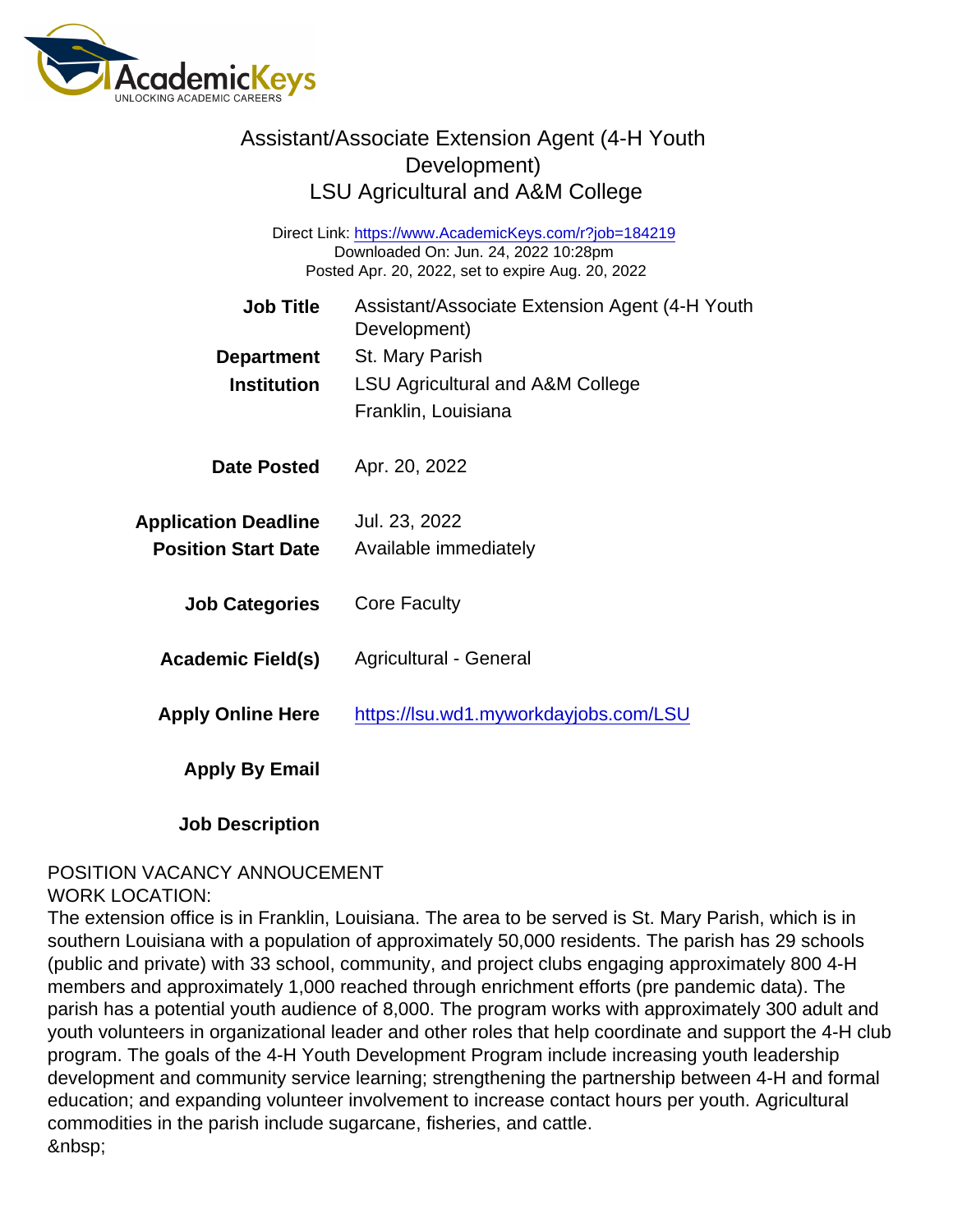# Assistant/Associate Extension Agent (4-H Youth Development)
## LSU Agricultural and A&M College

Direct Link: https://www.AcademicKeys.com/r?job=184219
Downloaded On: Jun. 24, 2022 10:28pm
Posted Apr. 20, 2022, set to expire Aug. 20, 2022

| | |
|---|---|
| **Job Title** | Assistant/Associate Extension Agent (4-H Youth Development) |
| **Department** | St. Mary Parish |
| **Institution** | LSU Agricultural and A&M College<br>Franklin, Louisiana |
| **Date Posted** | Apr. 20, 2022 |
| **Application Deadline** | Jul. 23, 2022 |
| **Position Start Date** | Available immediately |
| **Job Categories** | Core Faculty |
| **Academic Field(s)** | Agricultural - General |
| **Apply Online Here** | https://lsu.wd1.myworkdayjobs.com/LSU |
| **Apply By Email** | |
| **Job Description** | |

POSITION VACANCY ANNOUCEMENT
WORK LOCATION:
The extension office is in Franklin, Louisiana. The area to be served is St. Mary Parish, which is in southern Louisiana with a population of approximately 50,000 residents. The parish has 29 schools (public and private) with 33 school, community, and project clubs engaging approximately 800 4-H members and approximately 1,000 reached through enrichment efforts (pre pandemic data). The parish has a potential youth audience of 8,000. The program works with approximately 300 adult and youth volunteers in organizational leader and other roles that help coordinate and support the 4-H club program. The goals of the 4-H Youth Development Program include increasing youth leadership development and community service learning; strengthening the partnership between 4-H and formal education; and expanding volunteer involvement to increase contact hours per youth. Agricultural commodities in the parish include sugarcane, fisheries, and cattle.
&nbsp;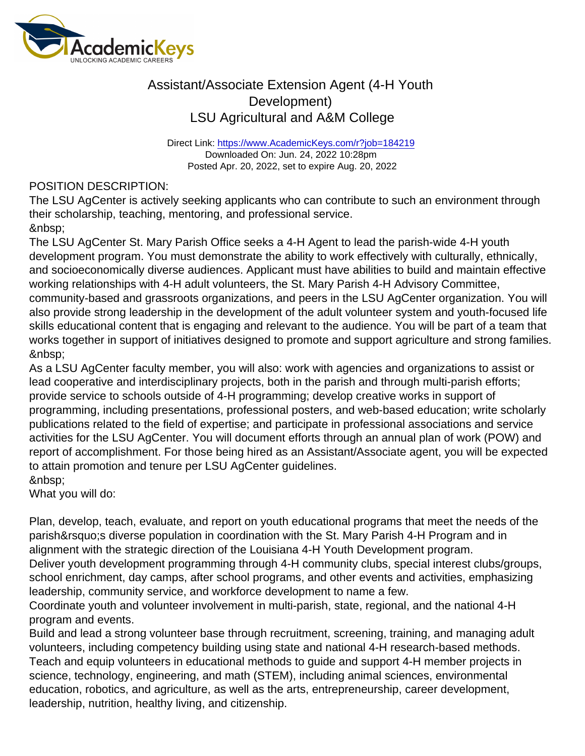Assistant/Associate Extension Agent (4-H Youth Development)
LSU Agricultural and A&M College

Direct Link: https://www.AcademicKeys.com/r?job=184219
Downloaded On: Jun. 24, 2022 10:28pm
Posted Apr. 20, 2022, set to expire Aug. 20, 2022

POSITION DESCRIPTION:
The LSU AgCenter is actively seeking applicants who can contribute to such an environment through their scholarship, teaching, mentoring, and professional service.
&nbsp;
The LSU AgCenter St. Mary Parish Office seeks a 4-H Agent to lead the parish-wide 4-H youth development program. You must demonstrate the ability to work effectively with culturally, ethnically, and socioeconomically diverse audiences. Applicant must have abilities to build and maintain effective working relationships with 4-H adult volunteers, the St. Mary Parish 4-H Advisory Committee, community-based and grassroots organizations, and peers in the LSU AgCenter organization. You will also provide strong leadership in the development of the adult volunteer system and youth-focused life skills educational content that is engaging and relevant to the audience. You will be part of a team that works together in support of initiatives designed to promote and support agriculture and strong families.
&nbsp;
As a LSU AgCenter faculty member, you will also: work with agencies and organizations to assist or lead cooperative and interdisciplinary projects, both in the parish and through multi-parish efforts; provide service to schools outside of 4-H programming; develop creative works in support of programming, including presentations, professional posters, and web-based education; write scholarly publications related to the field of expertise; and participate in professional associations and service activities for the LSU AgCenter. You will document efforts through an annual plan of work (POW) and report of accomplishment. For those being hired as an Assistant/Associate agent, you will be expected to attain promotion and tenure per LSU AgCenter guidelines.
&nbsp;
What you will do:

Plan, develop, teach, evaluate, and report on youth educational programs that meet the needs of the parish&rsquo;s diverse population in coordination with the St. Mary Parish 4-H Program and in alignment with the strategic direction of the Louisiana 4-H Youth Development program.
Deliver youth development programming through 4-H community clubs, special interest clubs/groups, school enrichment, day camps, after school programs, and other events and activities, emphasizing leadership, community service, and workforce development to name a few.
Coordinate youth and volunteer involvement in multi-parish, state, regional, and the national 4-H program and events.
Build and lead a strong volunteer base through recruitment, screening, training, and managing adult volunteers, including competency building using state and national 4-H research-based methods.
Teach and equip volunteers in educational methods to guide and support 4-H member projects in science, technology, engineering, and math (STEM), including animal sciences, environmental education, robotics, and agriculture, as well as the arts, entrepreneurship, career development, leadership, nutrition, healthy living, and citizenship.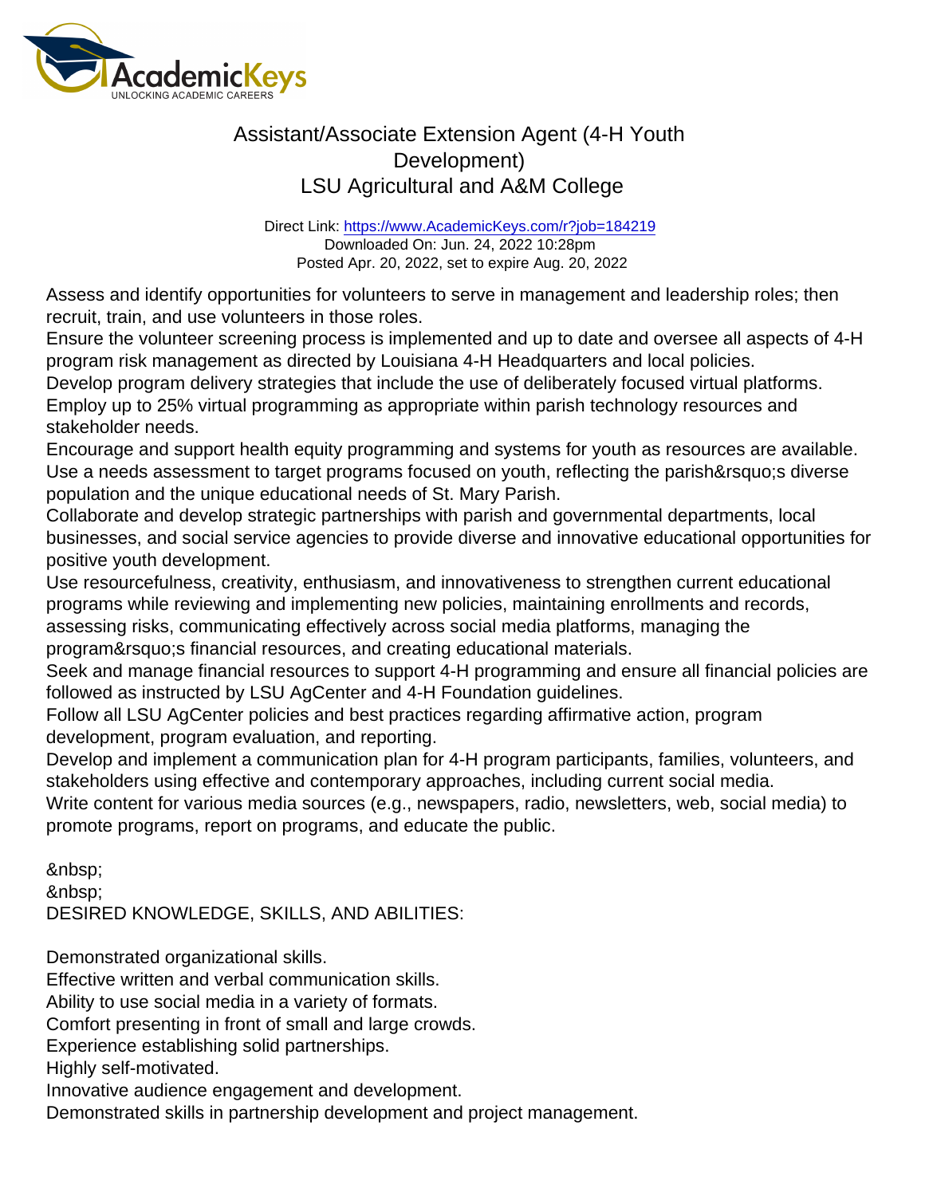Assess and identify opportunities for volunteers to serve in management and leadership roles; then recruit, train, and use volunteers in those roles.
Ensure the volunteer screening process is implemented and up to date and oversee all aspects of 4-H program risk management as directed by Louisiana 4-H Headquarters and local policies.
Develop program delivery strategies that include the use of deliberately focused virtual platforms.
Employ up to 25% virtual programming as appropriate within parish technology resources and stakeholder needs.
Encourage and support health equity programming and systems for youth as resources are available.
Use a needs assessment to target programs focused on youth, reflecting the parish&rsquo;s diverse population and the unique educational needs of St. Mary Parish.
Collaborate and develop strategic partnerships with parish and governmental departments, local businesses, and social service agencies to provide diverse and innovative educational opportunities for positive youth development.
Use resourcefulness, creativity, enthusiasm, and innovativeness to strengthen current educational programs while reviewing and implementing new policies, maintaining enrollments and records, assessing risks, communicating effectively across social media platforms, managing the program&rsquo;s financial resources, and creating educational materials.
Seek and manage financial resources to support 4-H programming and ensure all financial policies are followed as instructed by LSU AgCenter and 4-H Foundation guidelines.
Follow all LSU AgCenter policies and best practices regarding affirmative action, program development, program evaluation, and reporting.
Develop and implement a communication plan for 4-H program participants, families, volunteers, and stakeholders using effective and contemporary approaches, including current social media.
Write content for various media sources (e.g., newspapers, radio, newsletters, web, social media) to promote programs, report on programs, and educate the public.

&nbsp;
&nbsp;
DESIRED KNOWLEDGE, SKILLS, AND ABILITIES:

Demonstrated organizational skills.
Effective written and verbal communication skills.
Ability to use social media in a variety of formats.
Comfort presenting in front of small and large crowds.
Experience establishing solid partnerships.
Highly self-motivated.
Innovative audience engagement and development.
Demonstrated skills in partnership development and project management.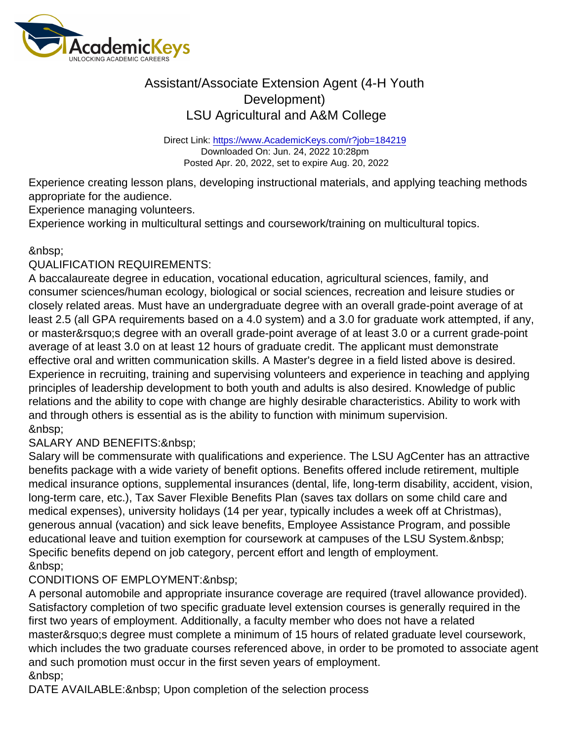Experience creating lesson plans, developing instructional materials, and applying teaching methods appropriate for the audience.
Experience managing volunteers.
Experience working in multicultural settings and coursework/training on multicultural topics.

&nbsp;
QUALIFICATION REQUIREMENTS:
A baccalaureate degree in education, vocational education, agricultural sciences, family, and consumer sciences/human ecology, biological or social sciences, recreation and leisure studies or closely related areas. Must have an undergraduate degree with an overall grade-point average of at least 2.5 (all GPA requirements based on a 4.0 system) and a 3.0 for graduate work attempted, if any, or master&rsquo;s degree with an overall grade-point average of at least 3.0 or a current grade-point average of at least 3.0 on at least 12 hours of graduate credit. The applicant must demonstrate effective oral and written communication skills. A Master's degree in a field listed above is desired. Experience in recruiting, training and supervising volunteers and experience in teaching and applying principles of leadership development to both youth and adults is also desired. Knowledge of public relations and the ability to cope with change are highly desirable characteristics. Ability to work with and through others is essential as is the ability to function with minimum supervision.
&nbsp;
SALARY AND BENEFITS:&nbsp;
Salary will be commensurate with qualifications and experience. The LSU AgCenter has an attractive benefits package with a wide variety of benefit options. Benefits offered include retirement, multiple medical insurance options, supplemental insurances (dental, life, long-term disability, accident, vision, long-term care, etc.), Tax Saver Flexible Benefits Plan (saves tax dollars on some child care and medical expenses), university holidays (14 per year, typically includes a week off at Christmas), generous annual (vacation) and sick leave benefits, Employee Assistance Program, and possible educational leave and tuition exemption for coursework at campuses of the LSU System.&nbsp; Specific benefits depend on job category, percent effort and length of employment.
&nbsp;
CONDITIONS OF EMPLOYMENT:&nbsp;
A personal automobile and appropriate insurance coverage are required (travel allowance provided). Satisfactory completion of two specific graduate level extension courses is generally required in the first two years of employment. Additionally, a faculty member who does not have a related master&rsquo;s degree must complete a minimum of 15 hours of related graduate level coursework, which includes the two graduate courses referenced above, in order to be promoted to associate agent and such promotion must occur in the first seven years of employment.
&nbsp;
DATE AVAILABLE:&nbsp; Upon completion of the selection process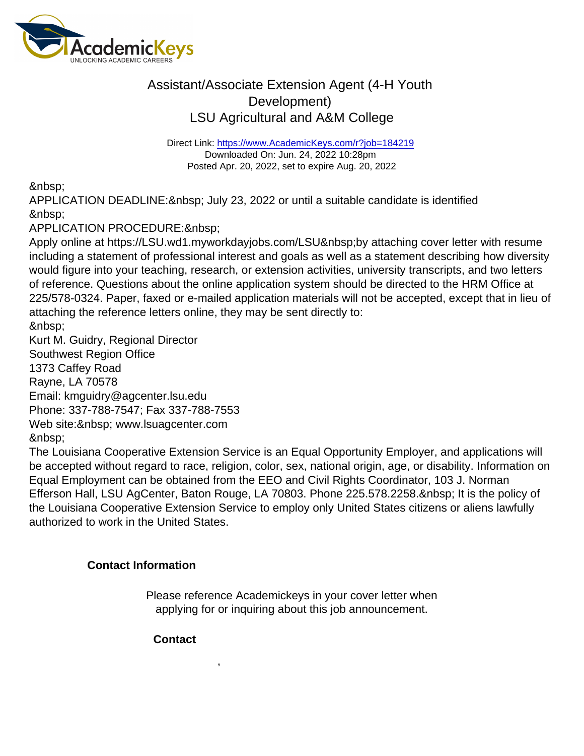&nbsp;
APPLICATION DEADLINE:&nbsp; July 23, 2022 or until a suitable candidate is identified
&nbsp;
APPLICATION PROCEDURE:&nbsp;
Apply online at https://LSU.wd1.myworkdayjobs.com/LSU&nbsp;by attaching cover letter with resume including a statement of professional interest and goals as well as a statement describing how diversity would figure into your teaching, research, or extension activities, university transcripts, and two letters of reference. Questions about the online application system should be directed to the HRM Office at 225/578-0324. Paper, faxed or e-mailed application materials will not be accepted, except that in lieu of attaching the reference letters online, they may be sent directly to:
&nbsp;
Kurt M. Guidry, Regional Director
Southwest Region Office
1373 Caffey Road
Rayne, LA 70578
Email: kmguidry@agcenter.lsu.edu
Phone: 337-788-7547; Fax 337-788-7553
Web site:&nbsp; www.lsuagcenter.com
&nbsp;
The Louisiana Cooperative Extension Service is an Equal Opportunity Employer, and applications will be accepted without regard to race, religion, color, sex, national origin, age, or disability. Information on Equal Employment can be obtained from the EEO and Civil Rights Coordinator, 103 J. Norman Efferson Hall, LSU AgCenter, Baton Rouge, LA 70803. Phone 225.578.2258.&nbsp; It is the policy of the Louisiana Cooperative Extension Service to employ only United States citizens or aliens lawfully authorized to work in the United States.

**Contact Information**

Please reference Academickeys in your cover letter when applying for or inquiring about this job announcement.

**Contact**

,